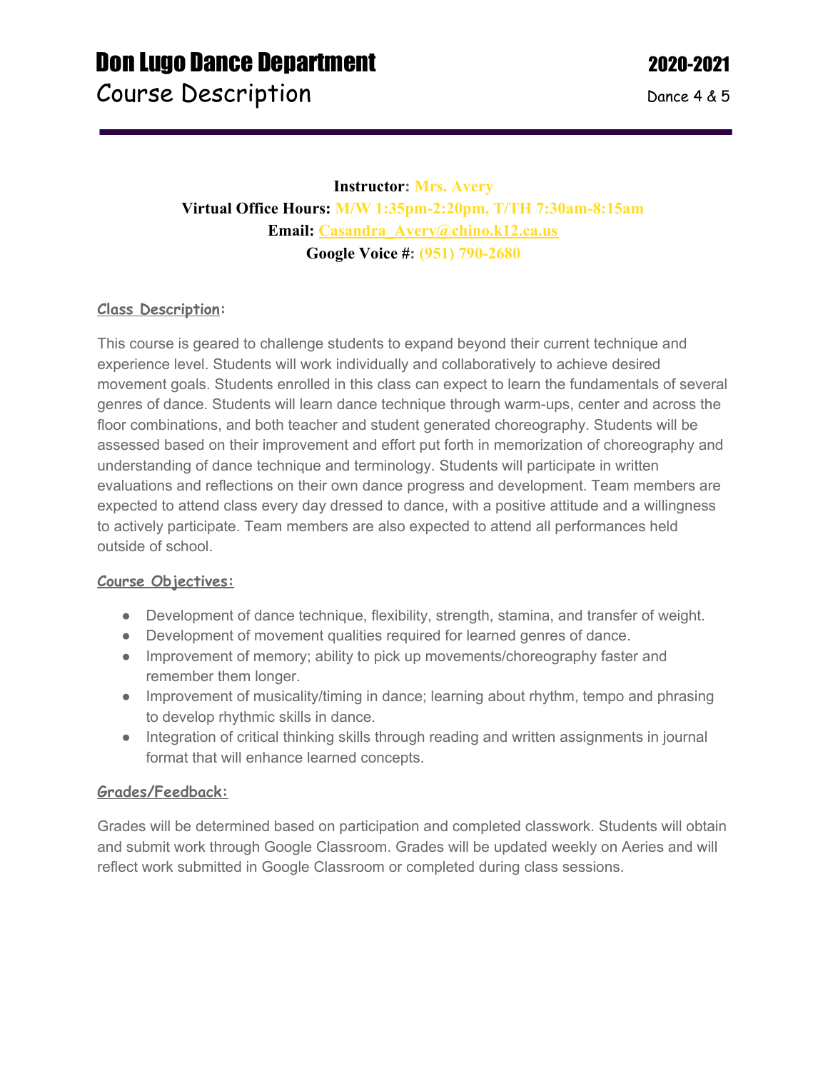# Don Lugo Dance Department

**2020-2021**

## Course Description

Dance 4 & 5

**Instructor:** Mrs. Avery
**Virtual Office Hours:** M/W 1:35pm-2:20pm, T/TH 7:30am-8:15am
**Email:** Casandra_Avery@chino.k12.ca.us
**Google Voice #:** (951) 790-2680

### Class Description:

This course is geared to challenge students to expand beyond their current technique and experience level. Students will work individually and collaboratively to achieve desired movement goals. Students enrolled in this class can expect to learn the fundamentals of several genres of dance. Students will learn dance technique through warm-ups, center and across the floor combinations, and both teacher and student generated choreography. Students will be assessed based on their improvement and effort put forth in memorization of choreography and understanding of dance technique and terminology. Students will participate in written evaluations and reflections on their own dance progress and development. Team members are expected to attend class every day dressed to dance, with a positive attitude and a willingness to actively participate. Team members are also expected to attend all performances held outside of school.

### Course Objectives:

- Development of dance technique, flexibility, strength, stamina, and transfer of weight.
- Development of movement qualities required for learned genres of dance.
- Improvement of memory; ability to pick up movements/choreography faster and remember them longer.
- Improvement of musicality/timing in dance; learning about rhythm, tempo and phrasing to develop rhythmic skills in dance.
- Integration of critical thinking skills through reading and written assignments in journal format that will enhance learned concepts.

### Grades/Feedback:

Grades will be determined based on participation and completed classwork. Students will obtain and submit work through Google Classroom. Grades will be updated weekly on Aeries and will reflect work submitted in Google Classroom or completed during class sessions.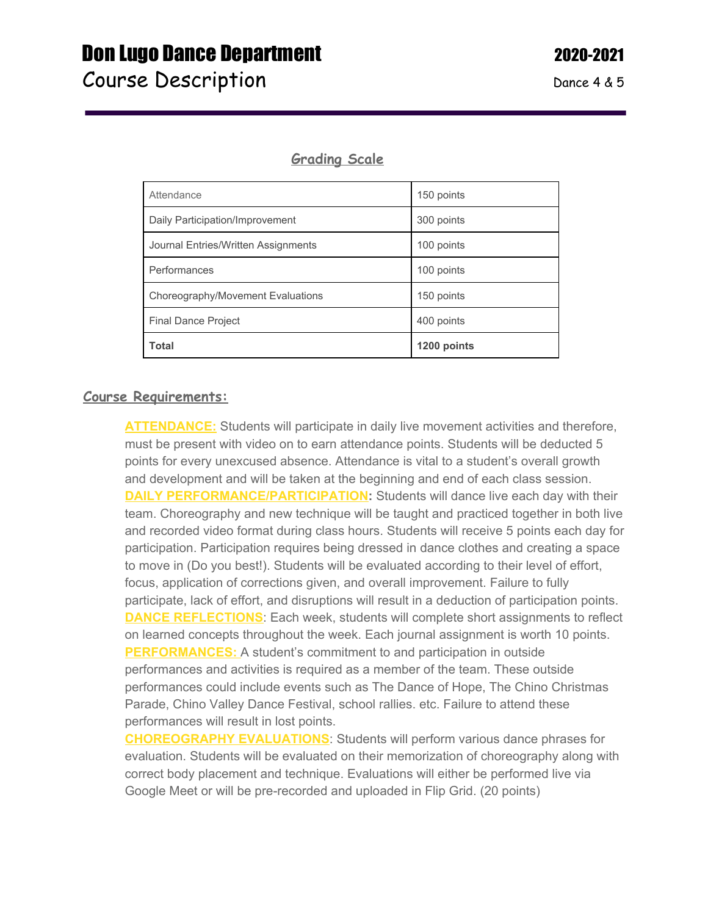# Don Lugo Dance Department

## Course Description

**2020-2021**

Dance 4 & 5

### Grading Scale

| Attendance | 150 points |
|---|---|
| Daily Participation/Improvement | 300 points |
| Journal Entries/Written Assignments | 100 points |
| Performances | 100 points |
| Choreography/Movement Evaluations | 150 points |
| Final Dance Project | 400 points |
| **Total** | **1200 points** |

### Course Requirements:

**ATTENDANCE:** Students will participate in daily live movement activities and therefore, must be present with video on to earn attendance points. Students will be deducted 5 points for every unexcused absence. Attendance is vital to a student's overall growth and development and will be taken at the beginning and end of each class session.

**DAILY PERFORMANCE/PARTICIPATION:** Students will dance live each day with their team. Choreography and new technique will be taught and practiced together in both live and recorded video format during class hours. Students will receive 5 points each day for participation. Participation requires being dressed in dance clothes and creating a space to move in (Do you best!). Students will be evaluated according to their level of effort, focus, application of corrections given, and overall improvement. Failure to fully participate, lack of effort, and disruptions will result in a deduction of participation points.

**DANCE REFLECTIONS**: Each week, students will complete short assignments to reflect on learned concepts throughout the week. Each journal assignment is worth 10 points.

**PERFORMANCES:** A student's commitment to and participation in outside performances and activities is required as a member of the team. These outside performances could include events such as The Dance of Hope, The Chino Christmas Parade, Chino Valley Dance Festival, school rallies. etc. Failure to attend these performances will result in lost points.

**CHOREOGRAPHY EVALUATIONS**: Students will perform various dance phrases for evaluation. Students will be evaluated on their memorization of choreography along with correct body placement and technique. Evaluations will either be performed live via Google Meet or will be pre-recorded and uploaded in Flip Grid. (20 points)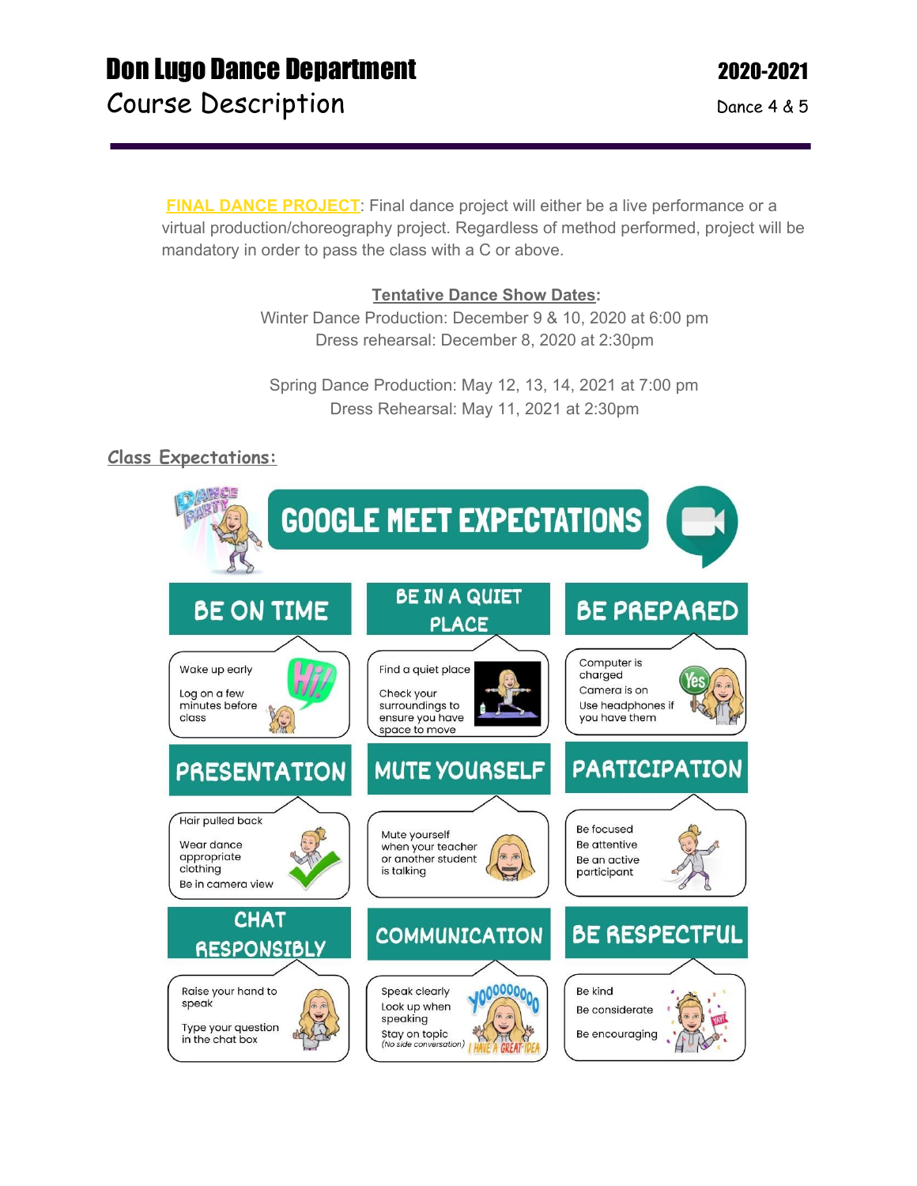# Don Lugo Dance Department

## Course Description

**2020-2021**

Dance 4 & 5

**FINAL DANCE PROJECT**: Final dance project will either be a live performance or a virtual production/choreography project. Regardless of method performed, project will be mandatory in order to pass the class with a C or above.

**Tentative Dance Show Dates:**

Winter Dance Production: December 9 & 10, 2020 at 6:00 pm
Dress rehearsal: December 8, 2020 at 2:30pm

Spring Dance Production: May 12, 13, 14, 2021 at 7:00 pm
Dress Rehearsal: May 11, 2021 at 2:30pm

### *Class Expectations:*

**GOOGLE MEET EXPECTATIONS**

**BE ON TIME**
- Wake up early
- Log on a few minutes before class

**BE IN A QUIET PLACE**
- Find a quiet place
- Check your surroundings to ensure you have space to move

**BE PREPARED**
- Computer is charged
- Camera is on
- Use headphones if you have them

**PRESENTATION**
- Hair pulled back
- Wear dance appropriate clothing
- Be in camera view

**MUTE YOURSELF**
- Mute yourself when your teacher or another student is talking

**PARTICIPATION**
- Be focused
- Be attentive
- Be an active participant

**CHAT RESPONSIBLY**
- Raise your hand to speak
- Type your question in the chat box

**COMMUNICATION**
- Speak clearly
- Look up when speaking
- Stay on topic (No side conversation)

**BE RESPECTFUL**
- Be kind
- Be considerate
- Be encouraging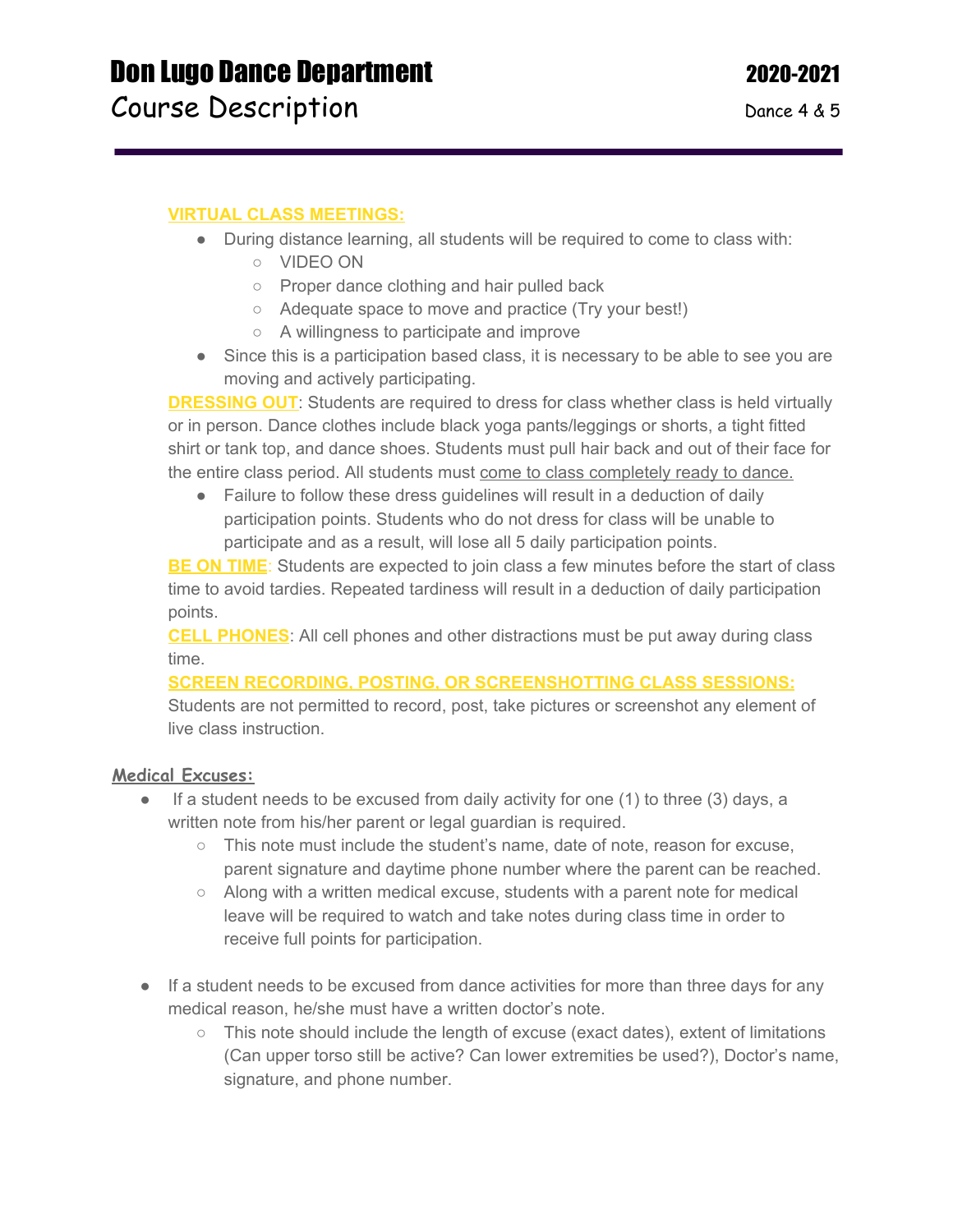**VIRTUAL CLASS MEETINGS:**

- During distance learning, all students will be required to come to class with:
  - VIDEO ON
  - Proper dance clothing and hair pulled back
  - Adequate space to move and practice (Try your best!)
  - A willingness to participate and improve
- Since this is a participation based class, it is necessary to be able to see you are moving and actively participating.

**DRESSING OUT**: Students are required to dress for class whether class is held virtually or in person. Dance clothes include black yoga pants/leggings or shorts, a tight fitted shirt or tank top, and dance shoes. Students must pull hair back and out of their face for the entire class period. All students must come to class completely ready to dance.

- Failure to follow these dress guidelines will result in a deduction of daily participation points. Students who do not dress for class will be unable to participate and as a result, will lose all 5 daily participation points.

**BE ON TIME**: Students are expected to join class a few minutes before the start of class time to avoid tardies. Repeated tardiness will result in a deduction of daily participation points.

**CELL PHONES**: All cell phones and other distractions must be put away during class time.

**SCREEN RECORDING, POSTING, OR SCREENSHOTTING CLASS SESSIONS:**
Students are not permitted to record, post, take pictures or screenshot any element of live class instruction.

## Medical Excuses:

- If a student needs to be excused from daily activity for one (1) to three (3) days, a written note from his/her parent or legal guardian is required.
  - This note must include the student's name, date of note, reason for excuse, parent signature and daytime phone number where the parent can be reached.
  - Along with a written medical excuse, students with a parent note for medical leave will be required to watch and take notes during class time in order to receive full points for participation.

- If a student needs to be excused from dance activities for more than three days for any medical reason, he/she must have a written doctor's note.
  - This note should include the length of excuse (exact dates), extent of limitations (Can upper torso still be active? Can lower extremities be used?), Doctor's name, signature, and phone number.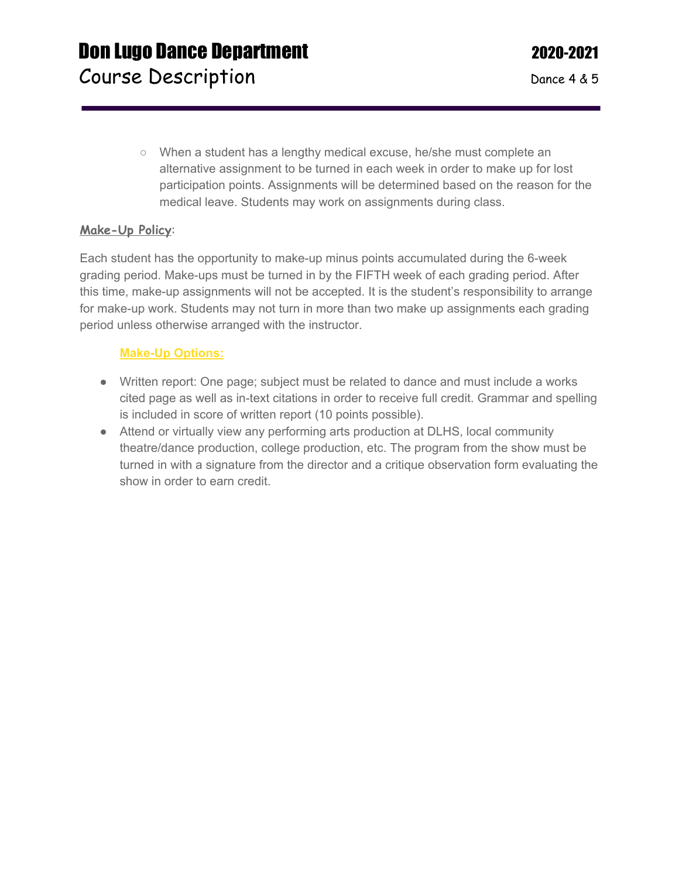- When a student has a lengthy medical excuse, he/she must complete an alternative assignment to be turned in each week in order to make up for lost participation points. Assignments will be determined based on the reason for the medical leave. Students may work on assignments during class.

**Make-Up Policy**:

Each student has the opportunity to make-up minus points accumulated during the 6-week grading period. Make-ups must be turned in by the FIFTH week of each grading period. After this time, make-up assignments will not be accepted. It is the student's responsibility to arrange for make-up work. Students may not turn in more than two make up assignments each grading period unless otherwise arranged with the instructor.

**Make-Up Options:**

- Written report: One page; subject must be related to dance and must include a works cited page as well as in-text citations in order to receive full credit. Grammar and spelling is included in score of written report (10 points possible).
- Attend or virtually view any performing arts production at DLHS, local community theatre/dance production, college production, etc. The program from the show must be turned in with a signature from the director and a critique observation form evaluating the show in order to earn credit.